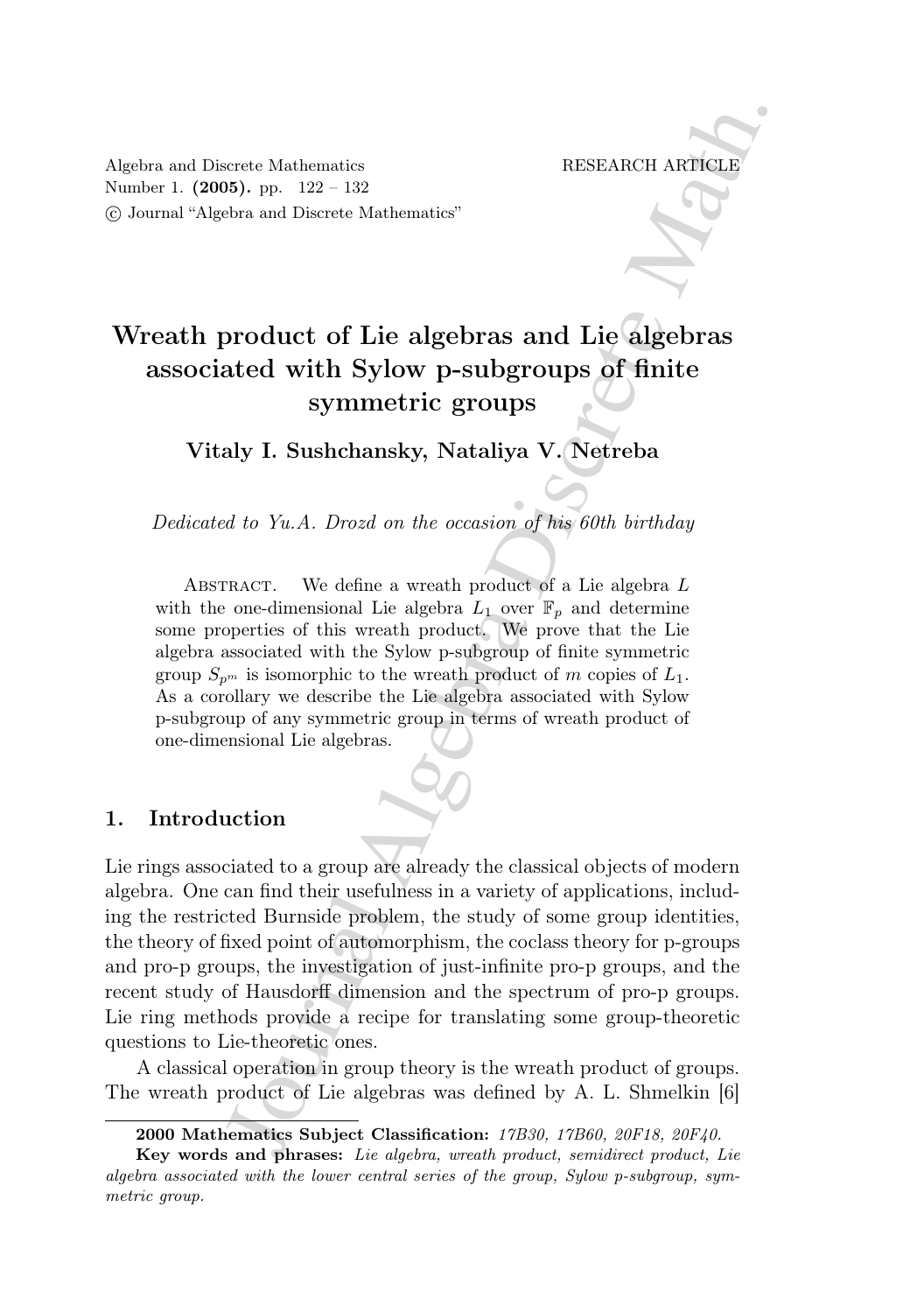Algebra and Discrete Mathematics  
Number 1. **(2005).** pp. 122 – 132  
© Journal "Algebra and Discrete Mathematics"

RESEARCH ARTICLE

# Wreath product of Lie algebras and Lie algebras associated with Sylow p-subgroups of finite symmetric groups

**Vitaly I. Sushchansky, Nataliya V. Netreba**

*Dedicated to Yu.A. Drozd on the occasion of his 60th birthday*

Abstract. We define a wreath product of a Lie algebra $L$ with the one-dimensional Lie algebra $L_1$ over $\mathbb{F}_p$ and determine some properties of this wreath product. We prove that the Lie algebra associated with the Sylow p-subgroup of finite symmetric group $S_{p^m}$ is isomorphic to the wreath product of $m$ copies of $L_1$. As a corollary we describe the Lie algebra associated with Sylow p-subgroup of any symmetric group in terms of wreath product of one-dimensional Lie algebras.

## 1. Introduction

Lie rings associated to a group are already the classical objects of modern algebra. One can find their usefulness in a variety of applications, including the restricted Burnside problem, the study of some group identities, the theory of fixed point of automorphism, the coclass theory for p-groups and pro-p groups, the investigation of just-infinite pro-p groups, and the recent study of Hausdorff dimension and the spectrum of pro-p groups. Lie ring methods provide a recipe for translating some group-theoretic questions to Lie-theoretic ones.

A classical operation in group theory is the wreath product of groups. The wreath product of Lie algebras was defined by A. L. Shmelkin [6]

**2000 Mathematics Subject Classification:** *17B30, 17B60, 20F18, 20F40.*

**Key words and phrases:** *Lie algebra, wreath product, semidirect product, Lie algebra associated with the lower central series of the group, Sylow p-subgroup, symmetric group.*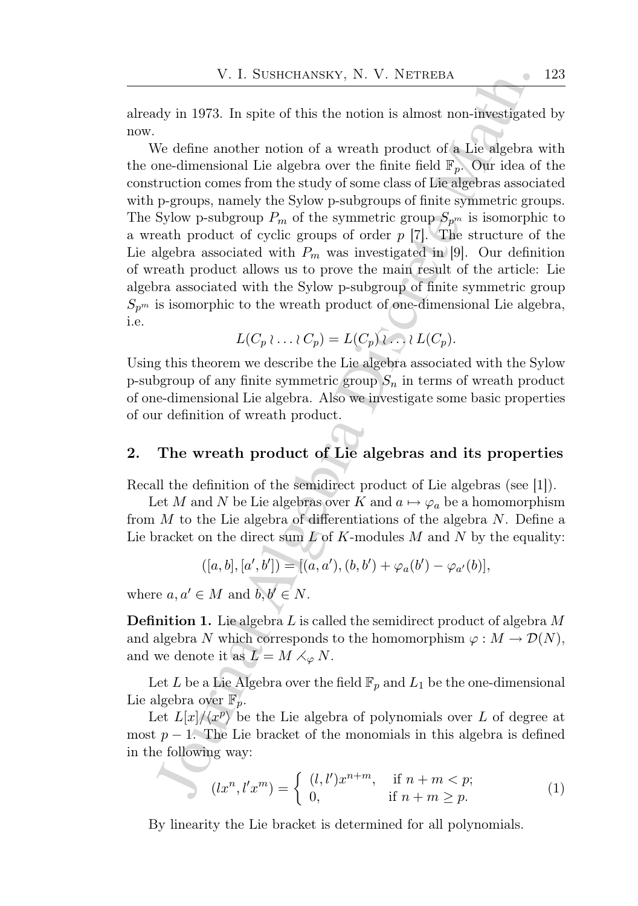already in 1973. In spite of this the notion is almost non-investigated by now.

We define another notion of a wreath product of a Lie algebra with the one-dimensional Lie algebra over the finite field $\mathbb{F}_p$. Our idea of the construction comes from the study of some class of Lie algebras associated with p-groups, namely the Sylow p-subgroups of finite symmetric groups. The Sylow p-subgroup $P_m$ of the symmetric group $S_{p^m}$ is isomorphic to a wreath product of cyclic groups of order $p$ [7]. The structure of the Lie algebra associated with $P_m$ was investigated in [9]. Our definition of wreath product allows us to prove the main result of the article: Lie algebra associated with the Sylow p-subgroup of finite symmetric group $S_{p^m}$ is isomorphic to the wreath product of one-dimensional Lie algebra, i.e.

$$L(C_p \wr \ldots \wr C_p) = L(C_p) \wr \ldots \wr L(C_p).$$

Using this theorem we describe the Lie algebra associated with the Sylow p-subgroup of any finite symmetric group $S_n$ in terms of wreath product of one-dimensional Lie algebra. Also we investigate some basic properties of our definition of wreath product.

## 2. The wreath product of Lie algebras and its properties

Recall the definition of the semidirect product of Lie algebras (see [1]).

Let $M$ and $N$ be Lie algebras over $K$ and $a \mapsto \varphi_a$ be a homomorphism from $M$ to the Lie algebra of differentiations of the algebra $N$. Define a Lie bracket on the direct sum $L$ of $K$-modules $M$ and $N$ by the equality:

$$([a, b], [a', b']) = [(a, a'), (b, b') + \varphi_a(b') - \varphi_{a'}(b)],$$

where $a, a' \in M$ and $b, b' \in N$.

**Definition 1.** Lie algebra $L$ is called the semidirect product of algebra $M$ and algebra $N$ which corresponds to the homomorphism $\varphi : M \to \mathcal{D}(N)$, and we denote it as $L = M \leftthreetimes_\varphi N$.

Let $L$ be a Lie Algebra over the field $\mathbb{F}_p$ and $L_1$ be the one-dimensional Lie algebra over $\mathbb{F}_p$.

Let $L[x]/\langle x^p \rangle$ be the Lie algebra of polynomials over $L$ of degree at most $p - 1$. The Lie bracket of the monomials in this algebra is defined in the following way:

$$(lx^n, l'x^m) = \begin{cases} (l, l')x^{n+m}, & \text{if } n + m < p; \\ 0, & \text{if } n + m \geq p. \end{cases} \tag{1}$$

By linearity the Lie bracket is determined for all polynomials.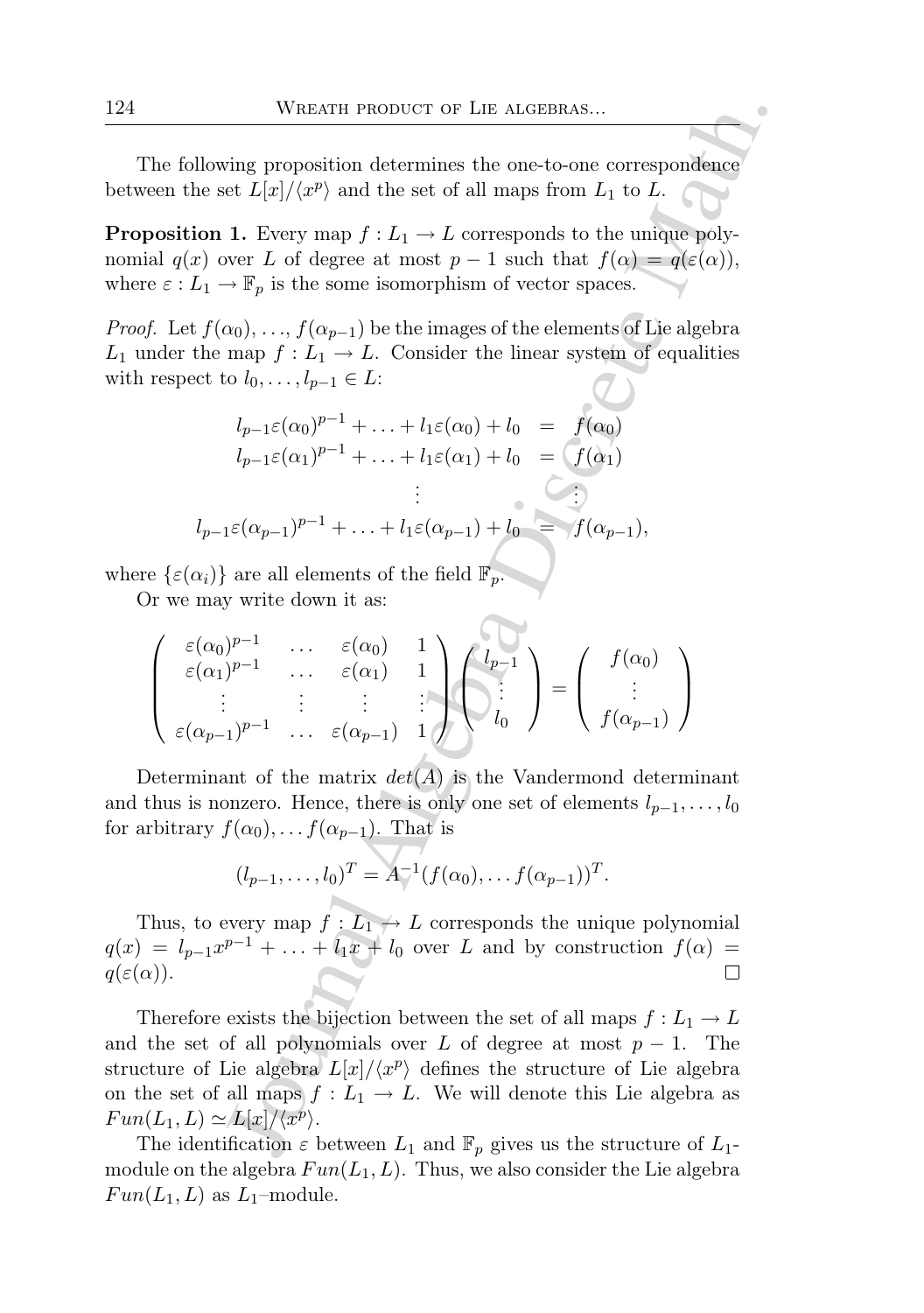The following proposition determines the one-to-one correspondence between the set $L[x]/\langle x^p \rangle$ and the set of all maps from $L_1$ to $L$.

**Proposition 1.** Every map $f : L_1 \to L$ corresponds to the unique polynomial $q(x)$ over $L$ of degree at most $p-1$ such that $f(\alpha) = q(\varepsilon(\alpha))$, where $\varepsilon : L_1 \to \mathbb{F}_p$ is the some isomorphism of vector spaces.

*Proof.* Let $f(\alpha_0), \ldots, f(\alpha_{p-1})$ be the images of the elements of Lie algebra $L_1$ under the map $f : L_1 \to L$. Consider the linear system of equalities with respect to $l_0, \ldots, l_{p-1} \in L$:

$$\begin{array}{rcl} l_{p-1}\varepsilon(\alpha_0)^{p-1} + \ldots + l_1\varepsilon(\alpha_0) + l_0 & = & f(\alpha_0) \\ l_{p-1}\varepsilon(\alpha_1)^{p-1} + \ldots + l_1\varepsilon(\alpha_1) + l_0 & = & f(\alpha_1) \\ \vdots & & \vdots \\ l_{p-1}\varepsilon(\alpha_{p-1})^{p-1} + \ldots + l_1\varepsilon(\alpha_{p-1}) + l_0 & = & f(\alpha_{p-1}), \end{array}$$

where $\{\varepsilon(\alpha_i)\}$ are all elements of the field $\mathbb{F}_p$.

Or we may write down it as:

$$\begin{pmatrix} \varepsilon(\alpha_0)^{p-1} & \ldots & \varepsilon(\alpha_0) & 1 \\ \varepsilon(\alpha_1)^{p-1} & \ldots & \varepsilon(\alpha_1) & 1 \\ \vdots & \vdots & \vdots & \vdots \\ \varepsilon(\alpha_{p-1})^{p-1} & \ldots & \varepsilon(\alpha_{p-1}) & 1 \end{pmatrix} \begin{pmatrix} l_{p-1} \\ \vdots \\ l_0 \end{pmatrix} = \begin{pmatrix} f(\alpha_0) \\ \vdots \\ f(\alpha_{p-1}) \end{pmatrix}$$

Determinant of the matrix $det(A)$ is the Vandermond determinant and thus is nonzero. Hence, there is only one set of elements $l_{p-1}, \ldots, l_0$ for arbitrary $f(\alpha_0), \ldots f(\alpha_{p-1})$. That is

$$(l_{p-1}, \ldots, l_0)^T = A^{-1}(f(\alpha_0), \ldots f(\alpha_{p-1}))^T.$$

Thus, to every map $f : L_1 \to L$ corresponds the unique polynomial $q(x) = l_{p-1}x^{p-1} + \ldots + l_1 x + l_0$ over $L$ and by construction $f(\alpha) = q(\varepsilon(\alpha))$. $\square$

Therefore exists the bijection between the set of all maps $f : L_1 \to L$ and the set of all polynomials over $L$ of degree at most $p-1$. The structure of Lie algebra $L[x]/\langle x^p \rangle$ defines the structure of Lie algebra on the set of all maps $f : L_1 \to L$. We will denote this Lie algebra as $Fun(L_1, L) \simeq L[x]/\langle x^p \rangle$.

The identification $\varepsilon$ between $L_1$ and $\mathbb{F}_p$ gives us the structure of $L_1$-module on the algebra $Fun(L_1, L)$. Thus, we also consider the Lie algebra $Fun(L_1, L)$ as $L_1$–module.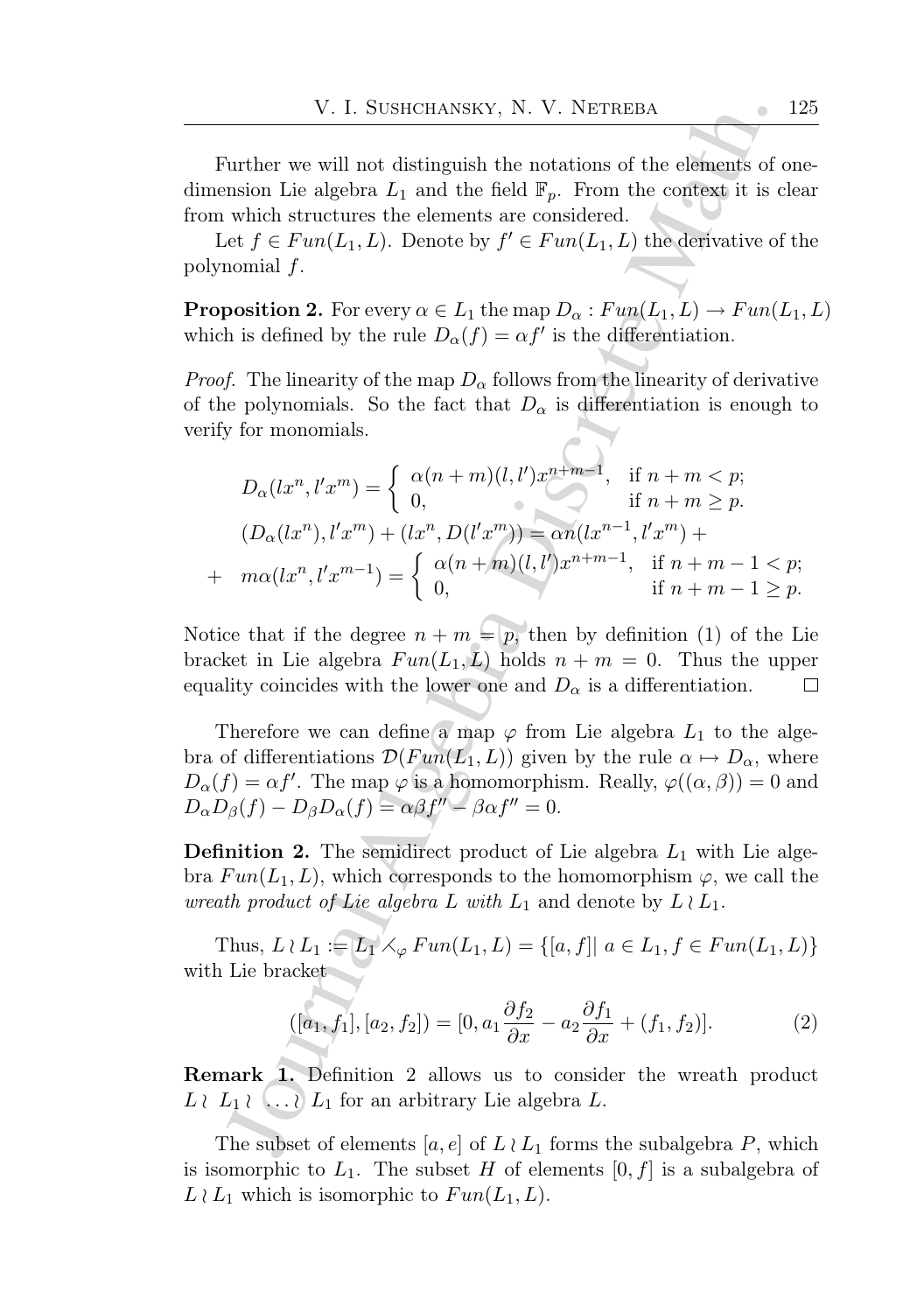Further we will not distinguish the notations of the elements of one-dimension Lie algebra $L_1$ and the field $\mathbb{F}_p$. From the context it is clear from which structures the elements are considered.

Let $f \in Fun(L_1, L)$. Denote by $f' \in Fun(L_1, L)$ the derivative of the polynomial $f$.

**Proposition 2.** For every $\alpha \in L_1$ the map $D_\alpha : Fun(L_1, L) \to Fun(L_1, L)$ which is defined by the rule $D_\alpha(f) = \alpha f'$ is the differentiation.

*Proof.* The linearity of the map $D_\alpha$ follows from the linearity of derivative of the polynomials. So the fact that $D_\alpha$ is differentiation is enough to verify for monomials.

$$D_\alpha(lx^n, l'x^m) = \begin{cases} \alpha(n+m)(l,l')x^{n+m-1}, & \text{if } n+m < p; \\ 0, & \text{if } n+m \geq p. \end{cases}$$

$$(D_\alpha(lx^n), l'x^m) + (lx^n, D(l'x^m)) = \alpha n(lx^{n-1}, l'x^m) +$$

$$+ \quad m\alpha(lx^n, l'x^{m-1}) = \begin{cases} \alpha(n+m)(l,l')x^{n+m-1}, & \text{if } n+m-1 < p; \\ 0, & \text{if } n+m-1 \geq p. \end{cases}$$

Notice that if the degree $n + m = p$, then by definition (1) of the Lie bracket in Lie algebra $Fun(L_1, L)$ holds $n + m = 0$. Thus the upper equality coincides with the lower one and $D_\alpha$ is a differentiation. $\square$

Therefore we can define a map $\varphi$ from Lie algebra $L_1$ to the algebra of differentiations $\mathcal{D}(Fun(L_1, L))$ given by the rule $\alpha \mapsto D_\alpha$, where $D_\alpha(f) = \alpha f'$. The map $\varphi$ is a homomorphism. Really, $\varphi((\alpha, \beta)) = 0$ and $D_\alpha D_\beta(f) - D_\beta D_\alpha(f) = \alpha\beta f'' - \beta\alpha f'' = 0$.

**Definition 2.** The semidirect product of Lie algebra $L_1$ with Lie algebra $Fun(L_1, L)$, which corresponds to the homomorphism $\varphi$, we call the *wreath product of Lie algebra $L$ with $L_1$* and denote by $L \wr L_1$.

Thus, $L \wr L_1 := L_1 \ltimes_\varphi Fun(L_1, L) = \{[a, f] | \ a \in L_1, f \in Fun(L_1, L)\}$ with Lie bracket

$$([a_1, f_1], [a_2, f_2]) = [0, a_1 \frac{\partial f_2}{\partial x} - a_2 \frac{\partial f_1}{\partial x} + (f_1, f_2)]. \tag{2}$$

**Remark 1.** Definition 2 allows us to consider the wreath product $L \wr L_1 \wr \ldots \wr L_1$ for an arbitrary Lie algebra $L$.

The subset of elements $[a, e]$ of $L \wr L_1$ forms the subalgebra $P$, which is isomorphic to $L_1$. The subset $H$ of elements $[0, f]$ is a subalgebra of $L \wr L_1$ which is isomorphic to $Fun(L_1, L)$.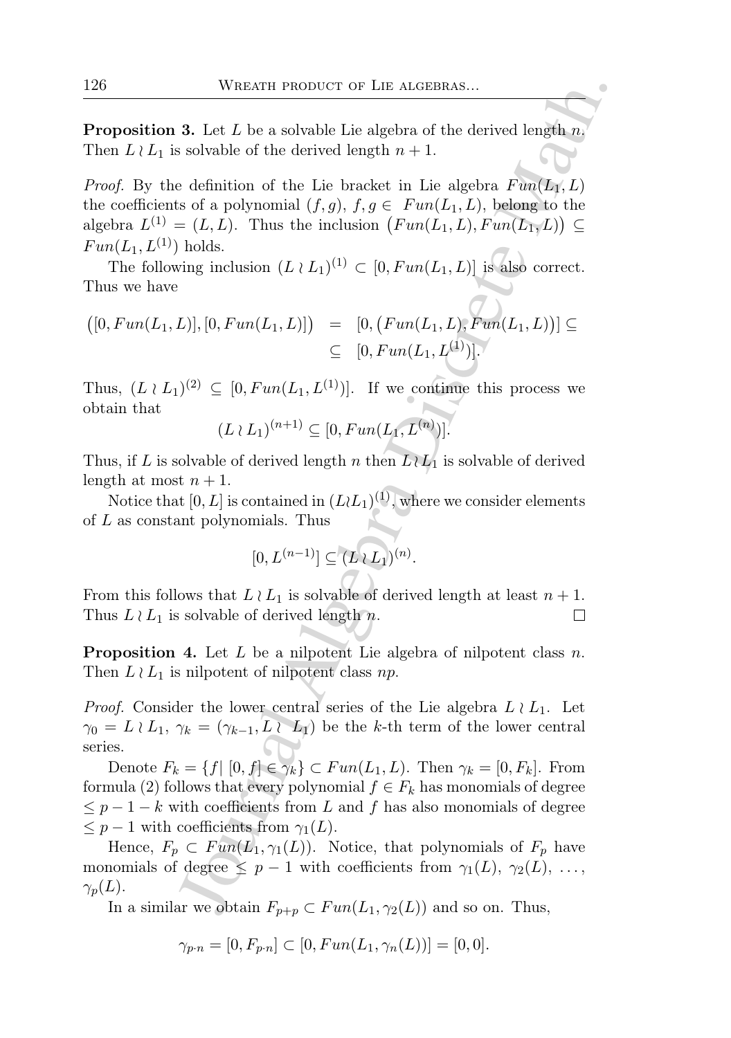**Proposition 3.** Let $L$ be a solvable Lie algebra of the derived length $n$. Then $L \wr L_1$ is solvable of the derived length $n+1$.

*Proof.* By the definition of the Lie bracket in Lie algebra $Fun(L_1, L)$ the coefficients of a polynomial $(f,g)$, $f, g \in Fun(L_1, L)$, belong to the algebra $L^{(1)} = (L, L)$. Thus the inclusion $\big(Fun(L_1, L), Fun(L_1, L)\big) \subseteq Fun(L_1, L^{(1)})$ holds.

The following inclusion $(L \wr L_1)^{(1)} \subset [0, Fun(L_1, L)]$ is also correct. Thus we have

$$\begin{aligned}\big([0, Fun(L_1, L)], [0, Fun(L_1, L)]\big) &= [0, \big(Fun(L_1, L), Fun(L_1, L)\big)] \subseteq \\ &\subseteq [0, Fun(L_1, L^{(1)})].\end{aligned}$$

Thus, $(L \wr L_1)^{(2)} \subseteq [0, Fun(L_1, L^{(1)})]$. If we continue this process we obtain that

$$(L \wr L_1)^{(n+1)} \subseteq [0, Fun(L_1, L^{(n)})].$$

Thus, if $L$ is solvable of derived length $n$ then $L \wr L_1$ is solvable of derived length at most $n+1$.

Notice that $[0, L]$ is contained in $(L \wr L_1)^{(1)}$, where we consider elements of $L$ as constant polynomials. Thus

$$[0, L^{(n-1)}] \subseteq (L \wr L_1)^{(n)}.$$

From this follows that $L \wr L_1$ is solvable of derived length at least $n+1$. Thus $L \wr L_1$ is solvable of derived length $n$. $\square$

**Proposition 4.** Let $L$ be a nilpotent Lie algebra of nilpotent class $n$. Then $L \wr L_1$ is nilpotent of nilpotent class $np$.

*Proof.* Consider the lower central series of the Lie algebra $L \wr L_1$. Let $\gamma_0 = L \wr L_1$, $\gamma_k = (\gamma_{k-1}, L \wr L_1)$ be the $k$-th term of the lower central series.

Denote $F_k = \{f \mid [0, f] \in \gamma_k\} \subset Fun(L_1, L)$. Then $\gamma_k = [0, F_k]$. From formula (2) follows that every polynomial $f \in F_k$ has monomials of degree $\leq p - 1 - k$ with coefficients from $L$ and $f$ has also monomials of degree $\leq p - 1$ with coefficients from $\gamma_1(L)$.

Hence, $F_p \subset Fun(L_1, \gamma_1(L))$. Notice, that polynomials of $F_p$ have monomials of degree $\leq p-1$ with coefficients from $\gamma_1(L)$, $\gamma_2(L)$, $\ldots$, $\gamma_p(L)$.

In a similar we obtain $F_{p+p} \subset Fun(L_1, \gamma_2(L))$ and so on. Thus,

$$\gamma_{p \cdot n} = [0, F_{p \cdot n}] \subset [0, Fun(L_1, \gamma_n(L))] = [0, 0].$$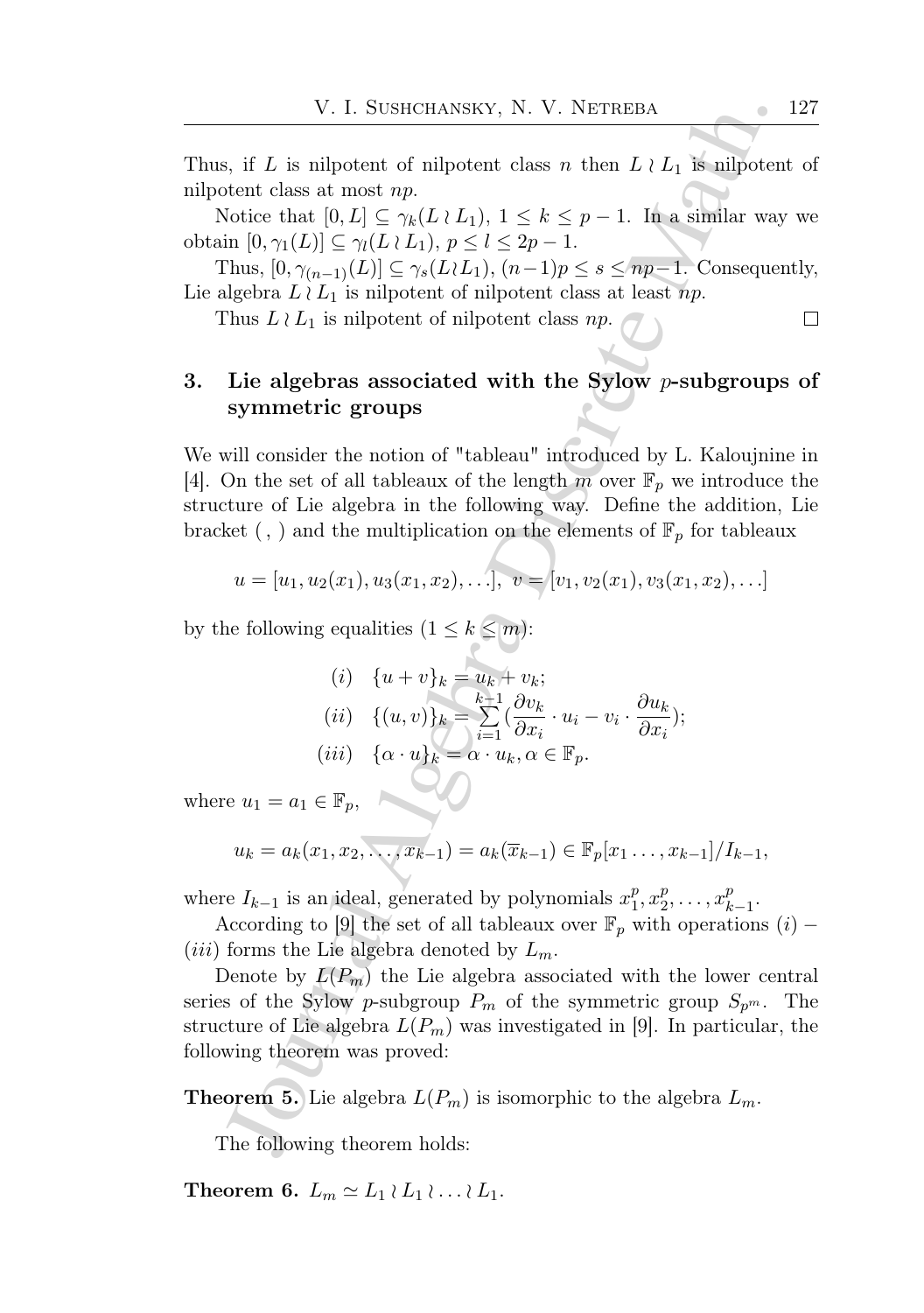Thus, if $L$ is nilpotent of nilpotent class $n$ then $L \wr L_1$ is nilpotent of nilpotent class at most $np$.

Notice that $[0, L] \subseteq \gamma_k(L \wr L_1)$, $1 \leq k \leq p-1$. In a similar way we obtain $[0, \gamma_1(L)] \subseteq \gamma_l(L \wr L_1)$, $p \leq l \leq 2p-1$.

Thus, $[0, \gamma_{(n-1)}(L)] \subseteq \gamma_s(L \wr L_1)$, $(n-1)p \leq s \leq np-1$. Consequently, Lie algebra $L \wr L_1$ is nilpotent of nilpotent class at least $np$.

Thus $L \wr L_1$ is nilpotent of nilpotent class $np$. □

## 3. Lie algebras associated with the Sylow $p$-subgroups of symmetric groups

We will consider the notion of "tableau" introduced by L. Kaloujnine in [4]. On the set of all tableaux of the length $m$ over $\mathbb{F}_p$ we introduce the structure of Lie algebra in the following way. Define the addition, Lie bracket $(\,,\,)$ and the multiplication on the elements of $\mathbb{F}_p$ for tableaux

$$u = [u_1, u_2(x_1), u_3(x_1, x_2), \ldots], \ v = [v_1, v_2(x_1), v_3(x_1, x_2), \ldots]$$

by the following equalities ($1 \leq k \leq m$):

$$(i) \quad \{u + v\}_k = u_k + v_k;$$

$$(ii) \quad \{(u, v)\}_k = \sum_{i=1}^{k-1} \left(\frac{\partial v_k}{\partial x_i} \cdot u_i - v_i \cdot \frac{\partial u_k}{\partial x_i}\right);$$

$$(iii) \quad \{\alpha \cdot u\}_k = \alpha \cdot u_k, \alpha \in \mathbb{F}_p.$$

where $u_1 = a_1 \in \mathbb{F}_p$,

$$u_k = a_k(x_1, x_2, \ldots, x_{k-1}) = a_k(\overline{x}_{k-1}) \in \mathbb{F}_p[x_1 \ldots, x_{k-1}]/I_{k-1},$$

where $I_{k-1}$ is an ideal, generated by polynomials $x_1^p, x_2^p, \ldots, x_{k-1}^p$.

According to [9] the set of all tableaux over $\mathbb{F}_p$ with operations $(i)$ – $(iii)$ forms the Lie algebra denoted by $L_m$.

Denote by $L(P_m)$ the Lie algebra associated with the lower central series of the Sylow $p$-subgroup $P_m$ of the symmetric group $S_{p^m}$. The structure of Lie algebra $L(P_m)$ was investigated in [9]. In particular, the following theorem was proved:

**Theorem 5.** Lie algebra $L(P_m)$ is isomorphic to the algebra $L_m$.

The following theorem holds:

**Theorem 6.** $L_m \simeq L_1 \wr L_1 \wr \ldots \wr L_1$.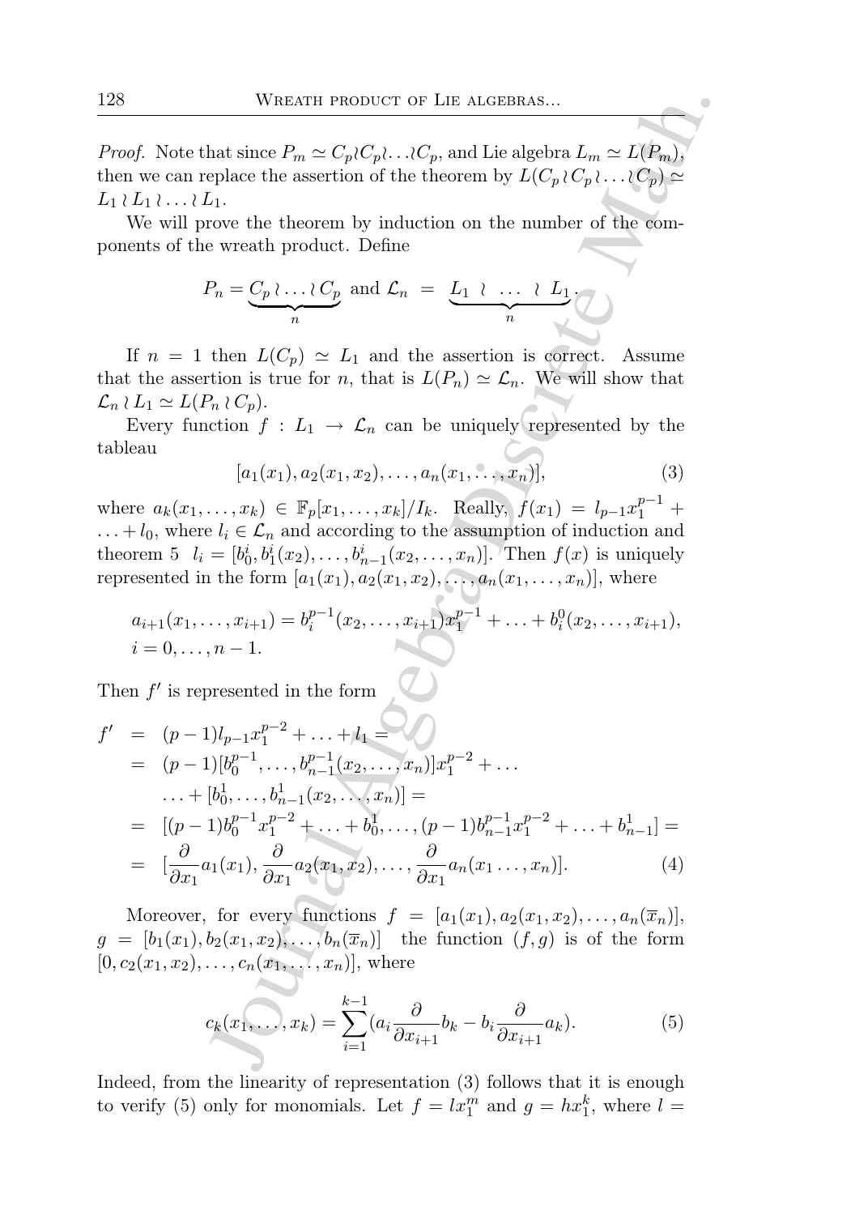*Proof.* Note that since $P_m \simeq C_p \wr C_p \wr \ldots \wr C_p$, and Lie algebra $L_m \simeq L(P_m)$, then we can replace the assertion of the theorem by $L(C_p \wr C_p \wr \ldots \wr C_p) \simeq L_1 \wr L_1 \wr \ldots \wr L_1$.

We will prove the theorem by induction on the number of the components of the wreath product. Define

$$P_n = \underbrace{C_p \wr \ldots \wr C_p}_{n} \text{ and } \mathcal{L}_n = \underbrace{L_1 \wr \ldots \wr L_1}_{n}.$$

If $n = 1$ then $L(C_p) \simeq L_1$ and the assertion is correct. Assume that the assertion is true for $n$, that is $L(P_n) \simeq \mathcal{L}_n$. We will show that $\mathcal{L}_n \wr L_1 \simeq L(P_n \wr C_p)$.

Every function $f : L_1 \to \mathcal{L}_n$ can be uniquely represented by the tableau

$$[a_1(x_1), a_2(x_1, x_2), \ldots, a_n(x_1, \ldots, x_n)], \tag{3}$$

where $a_k(x_1, \ldots, x_k) \in \mathbb{F}_p[x_1, \ldots, x_k]/I_k$. Really, $f(x_1) = l_{p-1}x_1^{p-1} + \ldots + l_0$, where $l_i \in \mathcal{L}_n$ and according to the assumption of induction and theorem 5 $l_i = [b_0^i, b_1^i(x_2), \ldots, b_{n-1}^i(x_2, \ldots, x_n)]$. Then $f(x)$ is uniquely represented in the form $[a_1(x_1), a_2(x_1, x_2), \ldots, a_n(x_1, \ldots, x_n)]$, where

$$a_{i+1}(x_1, \ldots, x_{i+1}) = b_i^{p-1}(x_2, \ldots, x_{i+1})x_1^{p-1} + \ldots + b_i^0(x_2, \ldots, x_{i+1}),$$
$$i = 0, \ldots, n-1.$$

Then $f'$ is represented in the form

$$\begin{aligned}
f' &= (p-1)l_{p-1}x_1^{p-2} + \ldots + l_1 = \\
&= (p-1)[b_0^{p-1}, \ldots, b_{n-1}^{p-1}(x_2, \ldots, x_n)]x_1^{p-2} + \ldots \\
&\quad \ldots + [b_0^1, \ldots, b_{n-1}^1(x_2, \ldots, x_n)] = \\
&= [(p-1)b_0^{p-1}x_1^{p-2} + \ldots + b_0^1, \ldots, (p-1)b_{n-1}^{p-1}x_1^{p-2} + \ldots + b_{n-1}^1] = \\
&= [\frac{\partial}{\partial x_1}a_1(x_1), \frac{\partial}{\partial x_1}a_2(x_1, x_2), \ldots, \frac{\partial}{\partial x_1}a_n(x_1 \ldots, x_n)].
\end{aligned} \tag{4}$$

Moreover, for every functions $f = [a_1(x_1), a_2(x_1, x_2), \ldots, a_n(\overline{x}_n)]$, $g = [b_1(x_1), b_2(x_1, x_2), \ldots, b_n(\overline{x}_n)]$ the function $(f, g)$ is of the form $[0, c_2(x_1, x_2), \ldots, c_n(x_1, \ldots, x_n)]$, where

$$c_k(x_1, \ldots, x_k) = \sum_{i=1}^{k-1}(a_i \frac{\partial}{\partial x_{i+1}} b_k - b_i \frac{\partial}{\partial x_{i+1}} a_k). \tag{5}$$

Indeed, from the linearity of representation (3) follows that it is enough to verify (5) only for monomials. Let $f = lx_1^m$ and $g = hx_1^k$, where $l =$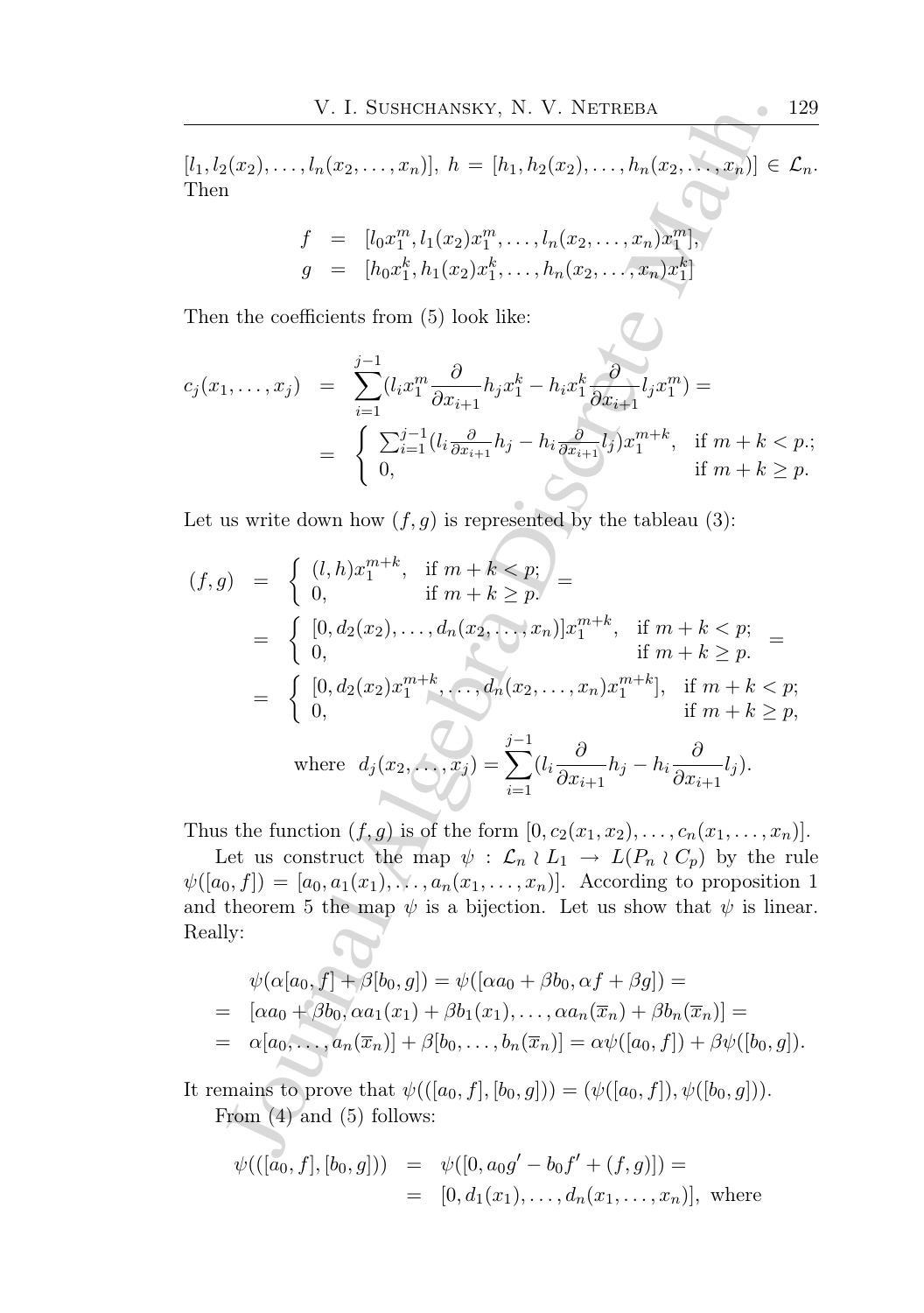$[l_1, l_2(x_2), \ldots, l_n(x_2, \ldots, x_n)]$, $h = [h_1, h_2(x_2), \ldots, h_n(x_2, \ldots, x_n)] \in \mathcal{L}_n$. Then

$$\begin{aligned} f &= [l_0 x_1^m, l_1(x_2)x_1^m, \ldots, l_n(x_2, \ldots, x_n)x_1^m], \\ g &= [h_0 x_1^k, h_1(x_2)x_1^k, \ldots, h_n(x_2, \ldots, x_n)x_1^k] \end{aligned}$$

Then the coefficients from (5) look like:

$$\begin{aligned} c_j(x_1, \ldots, x_j) &= \sum_{i=1}^{j-1} (l_i x_1^m \frac{\partial}{\partial x_{i+1}} h_j x_1^k - h_i x_1^k \frac{\partial}{\partial x_{i+1}} l_j x_1^m) = \\ &= \begin{cases} \sum_{i=1}^{j-1} (l_i \frac{\partial}{\partial x_{i+1}} h_j - h_i \frac{\partial}{\partial x_{i+1}} l_j) x_1^{m+k}, & \text{if } m+k < p.; \\ 0, & \text{if } m+k \geq p. \end{cases} \end{aligned}$$

Let us write down how $(f, g)$ is represented by the tableau (3):

$$\begin{aligned} (f, g) &= \begin{cases} (l, h)x_1^{m+k}, & \text{if } m+k < p; \\ 0, & \text{if } m+k \geq p. \end{cases} = \\ &= \begin{cases} [0, d_2(x_2), \ldots, d_n(x_2, \ldots, x_n)]x_1^{m+k}, & \text{if } m+k < p; \\ 0, & \text{if } m+k \geq p. \end{cases} = \\ &= \begin{cases} [0, d_2(x_2)x_1^{m+k}, \ldots, d_n(x_2, \ldots, x_n)x_1^{m+k}], & \text{if } m+k < p; \\ 0, & \text{if } m+k \geq p, \end{cases} \end{aligned}$$

$$\text{where } \; d_j(x_2, \ldots, x_j) = \sum_{i=1}^{j-1} (l_i \frac{\partial}{\partial x_{i+1}} h_j - h_i \frac{\partial}{\partial x_{i+1}} l_j).$$

Thus the function $(f, g)$ is of the form $[0, c_2(x_1, x_2), \ldots, c_n(x_1, \ldots, x_n)]$.

Let us construct the map $\psi : \mathcal{L}_n \wr L_1 \to L(P_n \wr C_p)$ by the rule $\psi([a_0, f]) = [a_0, a_1(x_1), \ldots, a_n(x_1, \ldots, x_n)]$. According to proposition 1 and theorem 5 the map $\psi$ is a bijection. Let us show that $\psi$ is linear. Really:

$$\begin{aligned} &\psi(\alpha[a_0, f] + \beta[b_0, g]) = \psi([\alpha a_0 + \beta b_0, \alpha f + \beta g]) = \\ = \;& [\alpha a_0 + \beta b_0, \alpha a_1(x_1) + \beta b_1(x_1), \ldots, \alpha a_n(\overline{x}_n) + \beta b_n(\overline{x}_n)] = \\ = \;& \alpha[a_0, \ldots, a_n(\overline{x}_n)] + \beta[b_0, \ldots, b_n(\overline{x}_n)] = \alpha\psi([a_0, f]) + \beta\psi([b_0, g]). \end{aligned}$$

It remains to prove that $\psi(([a_0, f], [b_0, g])) = (\psi([a_0, f]), \psi([b_0, g]))$.

From (4) and (5) follows:

$$\begin{aligned} \psi(([a_0, f], [b_0, g])) &= \psi([0, a_0 g' - b_0 f' + (f, g)]) = \\ &= [0, d_1(x_1), \ldots, d_n(x_1, \ldots, x_n)], \text{ where} \end{aligned}$$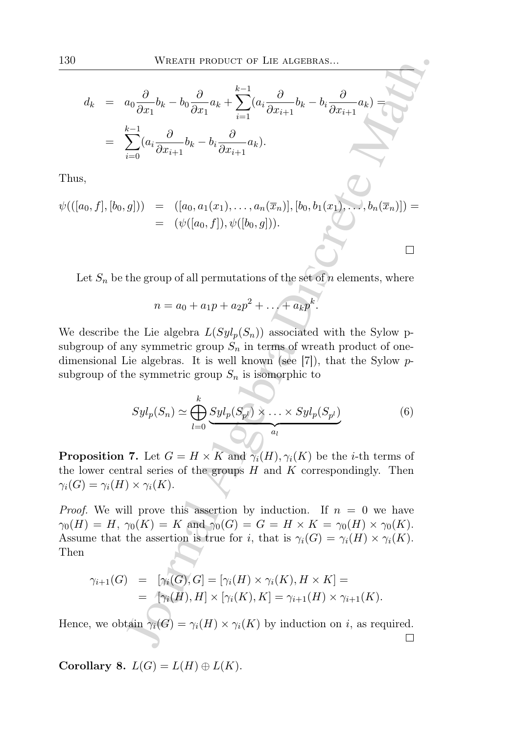$$
\begin{aligned}
d_k &= a_0 \frac{\partial}{\partial x_1} b_k - b_0 \frac{\partial}{\partial x_1} a_k + \sum_{i=1}^{k-1} (a_i \frac{\partial}{\partial x_{i+1}} b_k - b_i \frac{\partial}{\partial x_{i+1}} a_k) = \\
&= \sum_{i=0}^{k-1} (a_i \frac{\partial}{\partial x_{i+1}} b_k - b_i \frac{\partial}{\partial x_{i+1}} a_k).
\end{aligned}
$$

Thus,

$$
\begin{aligned}
\psi(([a_0, f], [b_0, g])) &= ([a_0, a_1(x_1), \ldots, a_n(\overline{x}_n)], [b_0, b_1(x_1), \ldots, b_n(\overline{x}_n)]) = \\
&= (\psi([a_0, f]), \psi([b_0, g])).
\end{aligned}
$$

□

Let $S_n$ be the group of all permutations of the set of $n$ elements, where

$$
n = a_0 + a_1 p + a_2 p^2 + \ldots + a_k p^k.
$$

We describe the Lie algebra $L(Syl_p(S_n))$ associated with the Sylow p-subgroup of any symmetric group $S_n$ in terms of wreath product of one-dimensional Lie algebras. It is well known (see [7]), that the Sylow $p$-subgroup of the symmetric group $S_n$ is isomorphic to

$$
Syl_p(S_n) \simeq \bigoplus_{l=0}^{k} \underbrace{Syl_p(S_{p^l}) \times \ldots \times Syl_p(S_{p^l})}_{a_l} \tag{6}
$$

**Proposition 7.** Let $G = H \times K$ and $\gamma_i(H), \gamma_i(K)$ be the $i$-th terms of the lower central series of the groups $H$ and $K$ correspondingly. Then $\gamma_i(G) = \gamma_i(H) \times \gamma_i(K)$.

*Proof.* We will prove this assertion by induction. If $n = 0$ we have $\gamma_0(H) = H$, $\gamma_0(K) = K$ and $\gamma_0(G) = G = H \times K = \gamma_0(H) \times \gamma_0(K)$. Assume that the assertion is true for $i$, that is $\gamma_i(G) = \gamma_i(H) \times \gamma_i(K)$. Then

$$
\begin{aligned}
\gamma_{i+1}(G) &= [\gamma_i(G), G] = [\gamma_i(H) \times \gamma_i(K), H \times K] = \\
&= [\gamma_i(H), H] \times [\gamma_i(K), K] = \gamma_{i+1}(H) \times \gamma_{i+1}(K).
\end{aligned}
$$

Hence, we obtain $\gamma_i(G) = \gamma_i(H) \times \gamma_i(K)$ by induction on $i$, as required. □

**Corollary 8.** $L(G) = L(H) \oplus L(K)$.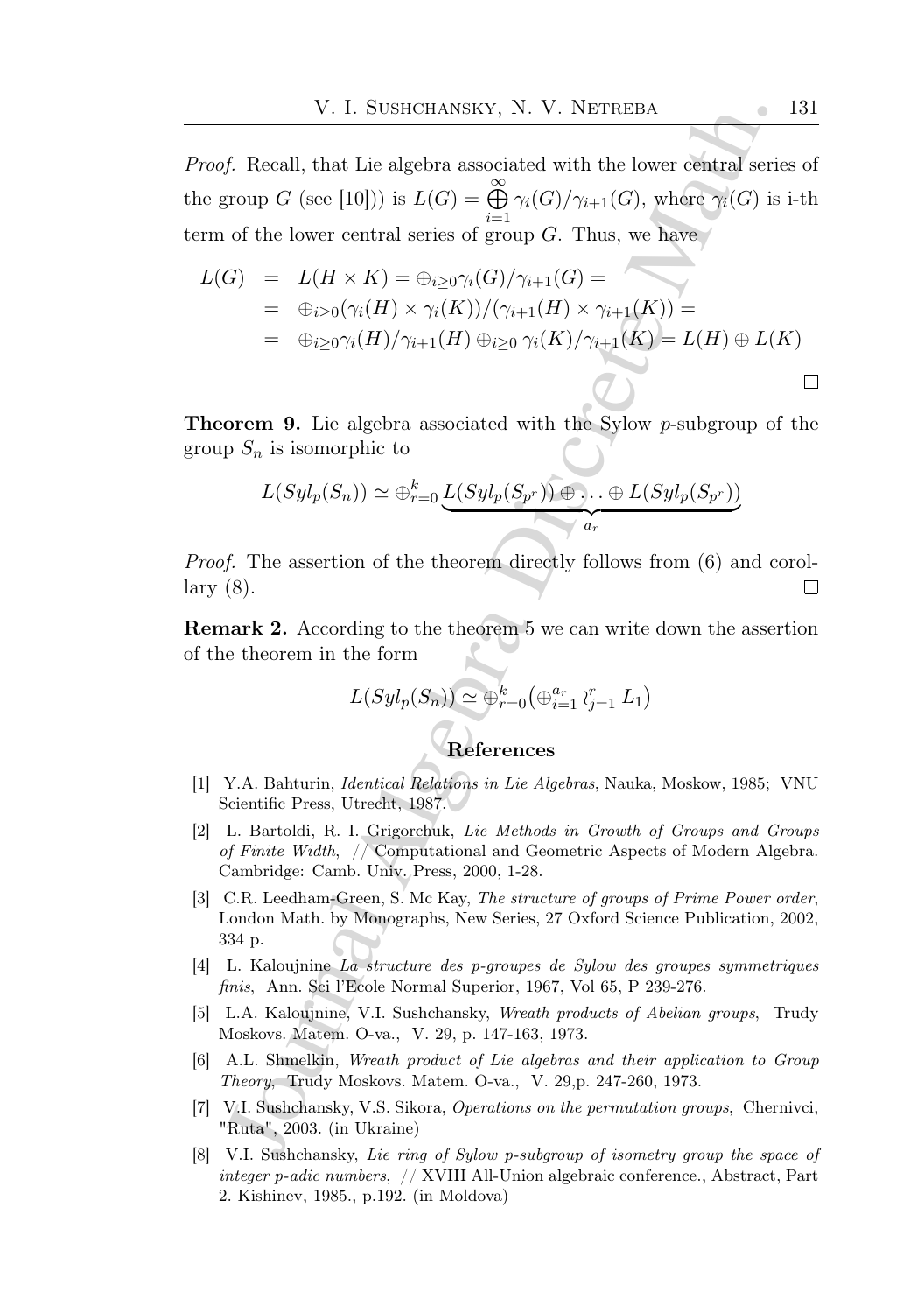*Proof.* Recall, that Lie algebra associated with the lower central series of the group $G$ (see [10])) is $L(G) = \bigoplus_{i=1}^{\infty} \gamma_i(G)/\gamma_{i+1}(G)$, where $\gamma_i(G)$ is i-th term of the lower central series of group $G$. Thus, we have

$$
\begin{aligned}
L(G) &= L(H \times K) = \oplus_{i \geq 0} \gamma_i(G)/\gamma_{i+1}(G) = \\
&= \oplus_{i \geq 0} (\gamma_i(H) \times \gamma_i(K))/(\gamma_{i+1}(H) \times \gamma_{i+1}(K)) = \\
&= \oplus_{i \geq 0} \gamma_i(H)/\gamma_{i+1}(H) \oplus_{i \geq 0} \gamma_i(K)/\gamma_{i+1}(K) = L(H) \oplus L(K)
\end{aligned}
$$

□

**Theorem 9.** Lie algebra associated with the Sylow $p$-subgroup of the group $S_n$ is isomorphic to

$$L(Syl_p(S_n)) \simeq \oplus_{r=0}^{k} \underbrace{L(Syl_p(S_{p^r})) \oplus \ldots \oplus L(Syl_p(S_{p^r}))}_{a_r}$$

*Proof.* The assertion of the theorem directly follows from (6) and corollary (8). □

**Remark 2.** According to the theorem 5 we can write down the assertion of the theorem in the form

$$L(Syl_p(S_n)) \simeq \oplus_{r=0}^{k} \big( \oplus_{i=1}^{a_r} \wr_{j=1}^{r} L_1 \big)$$

## References

[1] Y.A. Bahturin, *Identical Relations in Lie Algebras*, Nauka, Moskow, 1985; VNU Scientific Press, Utrecht, 1987.

[2] L. Bartoldi, R. I. Grigorchuk, *Lie Methods in Growth of Groups and Groups of Finite Width*, // Computational and Geometric Aspects of Modern Algebra. Cambridge: Camb. Univ. Press, 2000, 1-28.

[3] C.R. Leedham-Green, S. Mc Kay, *The structure of groups of Prime Power order*, London Math. by Monographs, New Series, 27 Oxford Science Publication, 2002, 334 p.

[4] L. Kaloujnine *La structure des p-groupes de Sylow des groupes symmetriques finis*, Ann. Sci l'Ecole Normal Superior, 1967, Vol 65, P 239-276.

[5] L.A. Kaloujnine, V.I. Sushchansky, *Wreath products of Abelian groups*, Trudy Moskovs. Matem. O-va., V. 29, p. 147-163, 1973.

[6] A.L. Shmelkin, *Wreath product of Lie algebras and their application to Group Theory*, Trudy Moskovs. Matem. O-va., V. 29,p. 247-260, 1973.

[7] V.I. Sushchansky, V.S. Sikora, *Operations on the permutation groups*, Chernivci, "Ruta", 2003. (in Ukraine)

[8] V.I. Sushchansky, *Lie ring of Sylow p-subgroup of isometry group the space of integer p-adic numbers*, // XVIII All-Union algebraic conference., Abstract, Part 2. Kishinev, 1985., p.192. (in Moldova)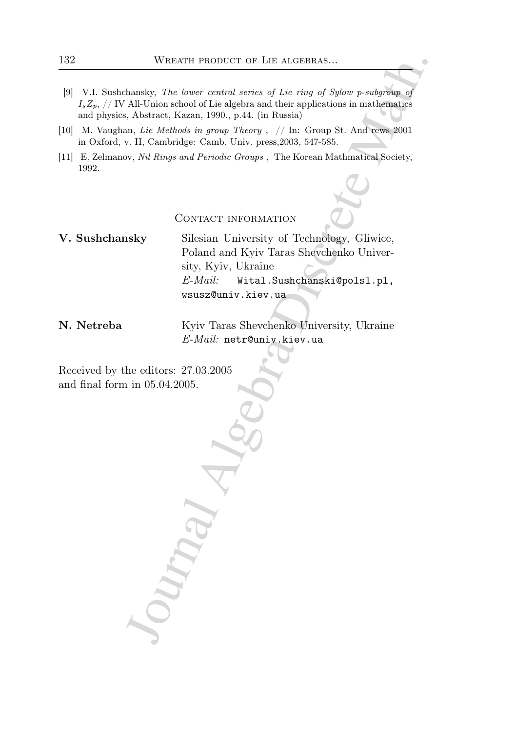[9] V.I. Sushchansky, *The lower central series of Lie ring of Sylow p-subgroup of* $I_s Z_p$, // IV All-Union school of Lie algebra and their applications in mathematics and physics, Abstract, Kazan, 1990., p.44. (in Russia)

[10] M. Vaughan, *Lie Methods in group Theory* , // In: Group St. And rews 2001 in Oxford, v. II, Cambridge: Camb. Univ. press,2003, 547-585.

[11] E. Zelmanov, *Nil Rings and Periodic Groups* , The Korean Mathmatical Society, 1992.

## Contact information

**V. Sushchansky** Silesian University of Technology, Gliwice, Poland and Kyiv Taras Shevchenko University, Kyiv, Ukraine
*E-Mail:* `Wital.Sushchanski@polsl.pl`, `wsusz@univ.kiev.ua`

**N. Netreba** Kyiv Taras Shevchenko University, Ukraine
*E-Mail:* `netr@univ.kiev.ua`

Received by the editors: 27.03.2005
and final form in 05.04.2005.